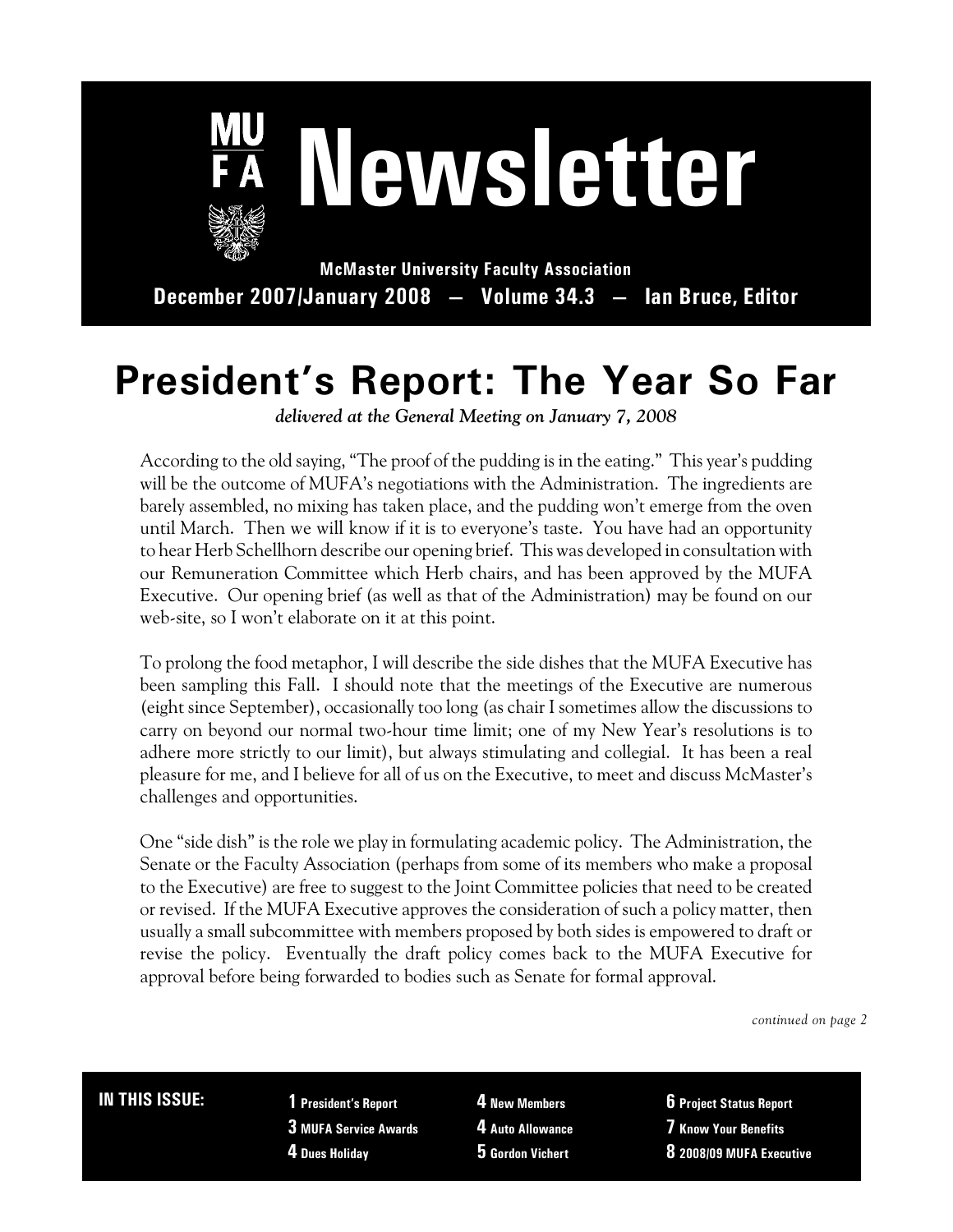# Newsletter

**McMaster University Faculty Association**

**December 2007/January 2008 — Volume 34.3 — Ian Bruce, Editor**

# President's Report: The Year So Far

*delivered at the General Meeting on January 7, 2008*

According to the old saying, "The proof of the pudding is in the eating." This year's pudding will be the outcome of MUFA's negotiations with the Administration. The ingredients are barely assembled, no mixing has taken place, and the pudding won't emerge from the oven until March. Then we will know if it is to everyone's taste. You have had an opportunity to hear Herb Schellhorn describe our opening brief. This was developed in consultation with our Remuneration Committee which Herb chairs, and has been approved by the MUFA Executive. Our opening brief (as well as that of the Administration) may be found on our web-site, so I won't elaborate on it at this point.

To prolong the food metaphor, I will describe the side dishes that the MUFA Executive has been sampling this Fall. I should note that the meetings of the Executive are numerous (eight since September), occasionally too long (as chair I sometimes allow the discussions to carry on beyond our normal two-hour time limit; one of my New Year's resolutions is to adhere more strictly to our limit), but always stimulating and collegial. It has been a real pleasure for me, and I believe for all of us on the Executive, to meet and discuss McMaster's challenges and opportunities.

One "side dish" is the role we play in formulating academic policy. The Administration, the Senate or the Faculty Association (perhaps from some of its members who make a proposal to the Executive) are free to suggest to the Joint Committee policies that need to be created or revised. If the MUFA Executive approves the consideration of such a policy matter, then usually a small subcommittee with members proposed by both sides is empowered to draft or revise the policy. Eventually the draft policy comes back to the MUFA Executive for approval before being forwarded to bodies such as Senate for formal approval.

*continued on page 2*

**IN THIS ISSUE:**

- **1** President's Report
- **3** MUFA Service Awards
- **4** Dues Holiday
- **4** New Members
- **4** Auto Allowance
- **5** Gordon Vichert
- **6** Project Status Report
- **7** Know Your Benefits
- **8** 2008/09 MUFA Executive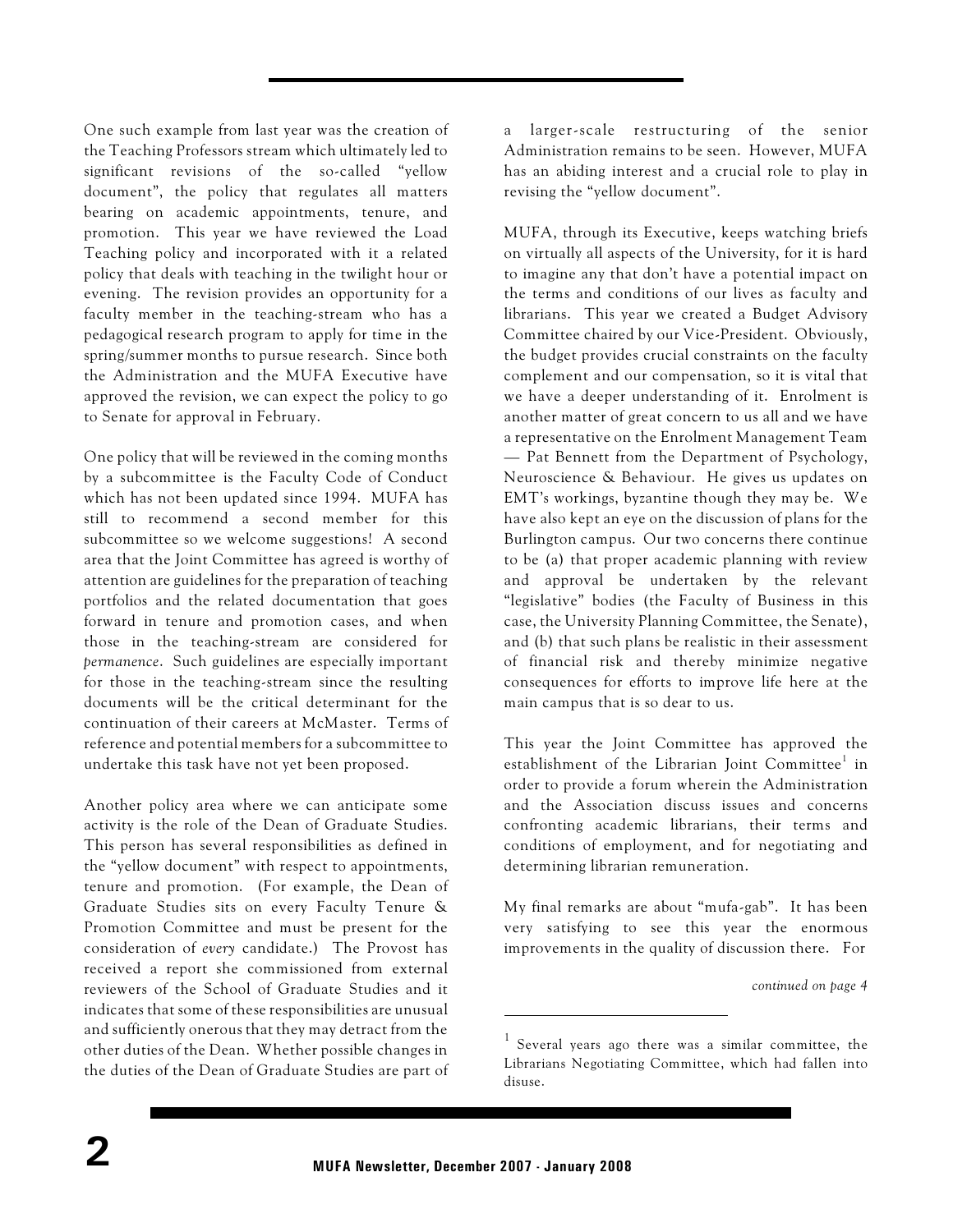One such example from last year was the creation of the Teaching Professors stream which ultimately led to significant revisions of the so-called "yellow document", the policy that regulates all matters bearing on academic appointments, tenure, and promotion. This year we have reviewed the Load Teaching policy and incorporated with it a related policy that deals with teaching in the twilight hour or evening. The revision provides an opportunity for a faculty member in the teaching-stream who has a pedagogical research program to apply for time in the spring/summer months to pursue research. Since both the Administration and the MUFA Executive have approved the revision, we can expect the policy to go to Senate for approval in February.

One policy that will be reviewed in the coming months by a subcommittee is the Faculty Code of Conduct which has not been updated since 1994. MUFA has still to recommend a second member for this subcommittee so we welcome suggestions! A second area that the Joint Committee has agreed is worthy of attention are guidelines for the preparation of teaching portfolios and the related documentation that goes forward in tenure and promotion cases, and when those in the teaching-stream are considered for *permanence*. Such guidelines are especially important for those in the teaching-stream since the resulting documents will be the critical determinant for the continuation of their careers at McMaster. Terms of reference and potential members for a subcommittee to undertake this task have not yet been proposed.

Another policy area where we can anticipate some activity is the role of the Dean of Graduate Studies. This person has several responsibilities as defined in the "yellow document" with respect to appointments, tenure and promotion. (For example, the Dean of Graduate Studies sits on every Faculty Tenure & Promotion Committee and must be present for the consideration of *every* candidate.) The Provost has received a report she commissioned from external reviewers of the School of Graduate Studies and it indicates that some of these responsibilities are unusual and sufficiently onerous that they may detract from the other duties of the Dean. Whether possible changes in the duties of the Dean of Graduate Studies are part of a larger-scale restructuring of the senior Administration remains to be seen. However, MUFA has an abiding interest and a crucial role to play in revising the "yellow document".

MUFA, through its Executive, keeps watching briefs on virtually all aspects of the University, for it is hard to imagine any that don't have a potential impact on the terms and conditions of our lives as faculty and librarians. This year we created a Budget Advisory Committee chaired by our Vice-President. Obviously, the budget provides crucial constraints on the faculty complement and our compensation, so it is vital that we have a deeper understanding of it. Enrolment is another matter of great concern to us all and we have a representative on the Enrolment Management Team — Pat Bennett from the Department of Psychology, Neuroscience & Behaviour. He gives us updates on EMT's workings, byzantine though they may be. We have also kept an eye on the discussion of plans for the Burlington campus. Our two concerns there continue to be (a) that proper academic planning with review and approval be undertaken by the relevant "legislative" bodies (the Faculty of Business in this case, the University Planning Committee, the Senate), and (b) that such plans be realistic in their assessment of financial risk and thereby minimize negative consequences for efforts to improve life here at the main campus that is so dear to us.

This year the Joint Committee has approved the establishment of the Librarian Joint Committee[1] in order to provide a forum wherein the Administration and the Association discuss issues and concerns confronting academic librarians, their terms and conditions of employment, and for negotiating and determining librarian remuneration.

My final remarks are about "mufa-gab". It has been very satisfying to see this year the enormous improvements in the quality of discussion there. For

*continued on page 4*

---

[1] Several years ago there was a similar committee, the Librarians Negotiating Committee, which had fallen into disuse.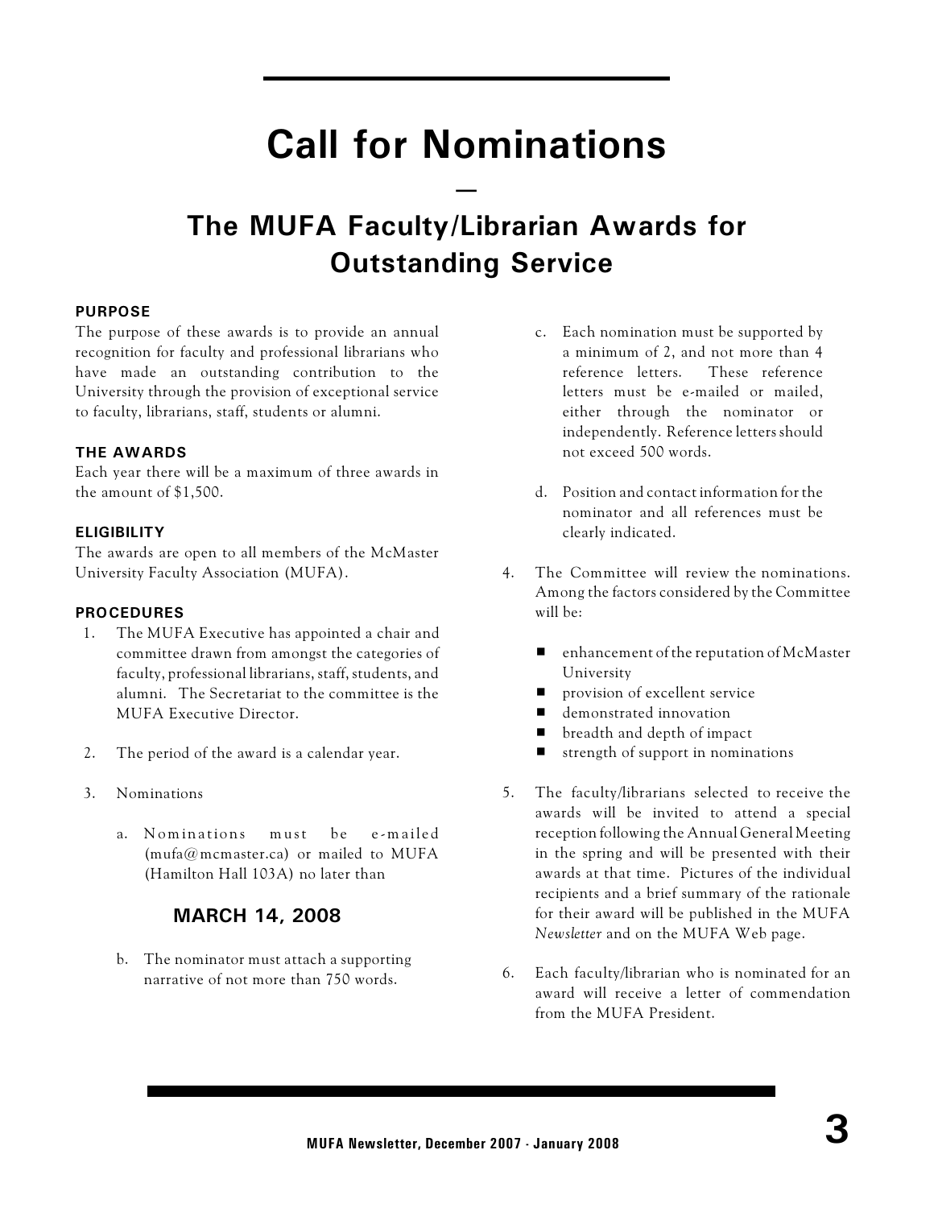# Call for Nominations

—

## The MUFA Faculty/Librarian Awards for Outstanding Service

### PURPOSE

The purpose of these awards is to provide an annual recognition for faculty and professional librarians who have made an outstanding contribution to the University through the provision of exceptional service to faculty, librarians, staff, students or alumni.

### THE AWARDS

Each year there will be a maximum of three awards in the amount of $1,500.

### ELIGIBILITY

The awards are open to all members of the McMaster University Faculty Association (MUFA).

### PROCEDURES

1. The MUFA Executive has appointed a chair and committee drawn from amongst the categories of faculty, professional librarians, staff, students, and alumni. The Secretariat to the committee is the MUFA Executive Director.

2. The period of the award is a calendar year.

3. Nominations

   a. Nominations must be e-mailed (mufa@mcmaster.ca) or mailed to MUFA (Hamilton Hall 103A) no later than

      **MARCH 14, 2008**

   b. The nominator must attach a supporting narrative of not more than 750 words.

   c. Each nomination must be supported by a minimum of 2, and not more than 4 reference letters. These reference letters must be e-mailed or mailed, either through the nominator or independently. Reference letters should not exceed 500 words.

   d. Position and contact information for the nominator and all references must be clearly indicated.

4. The Committee will review the nominations. Among the factors considered by the Committee will be:

   - enhancement of the reputation of McMaster University
   - provision of excellent service
   - demonstrated innovation
   - breadth and depth of impact
   - strength of support in nominations

5. The faculty/librarians selected to receive the awards will be invited to attend a special reception following the Annual General Meeting in the spring and will be presented with their awards at that time. Pictures of the individual recipients and a brief summary of the rationale for their award will be published in the MUFA *Newsletter* and on the MUFA Web page.

6. Each faculty/librarian who is nominated for an award will receive a letter of commendation from the MUFA President.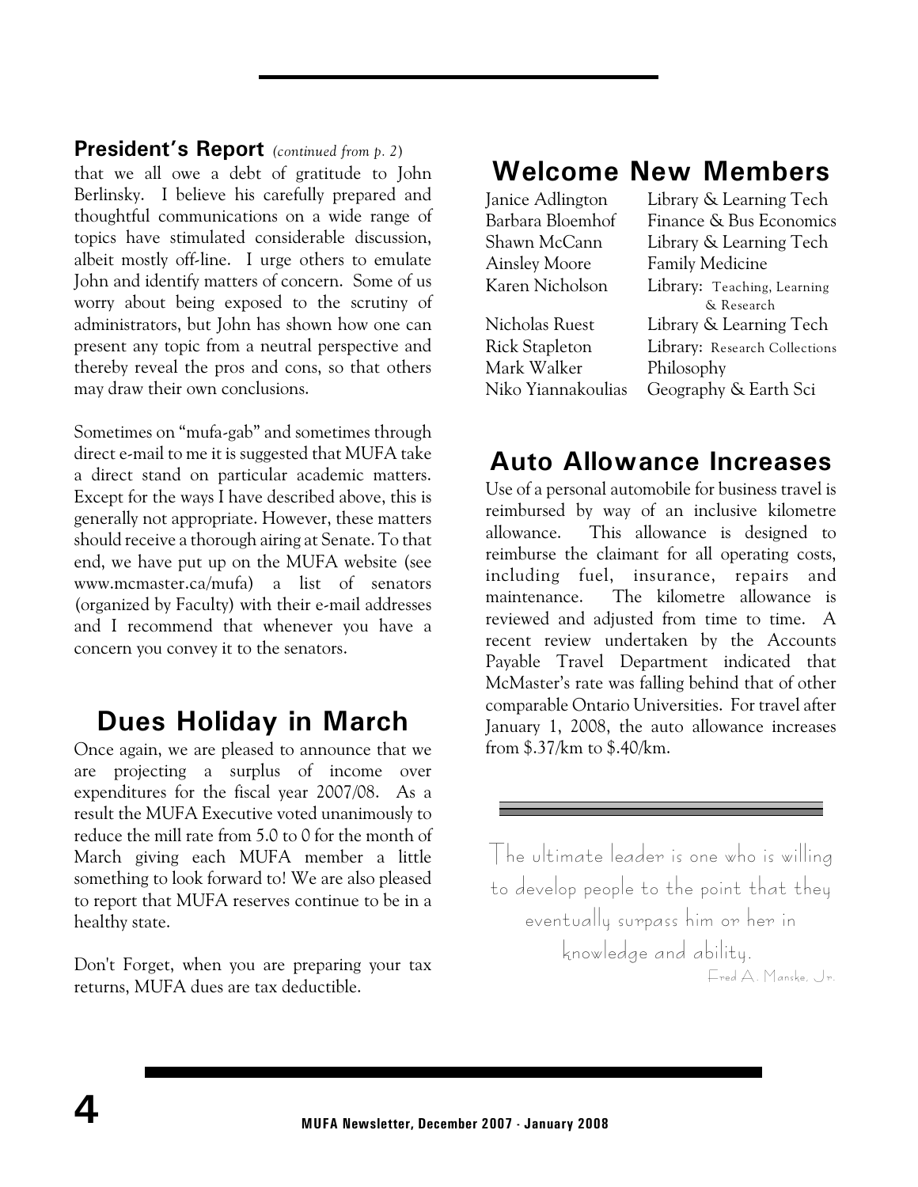## President's Report *(continued from p. 2)*

that we all owe a debt of gratitude to John Berlinsky. I believe his carefully prepared and thoughtful communications on a wide range of topics have stimulated considerable discussion, albeit mostly off-line. I urge others to emulate John and identify matters of concern. Some of us worry about being exposed to the scrutiny of administrators, but John has shown how one can present any topic from a neutral perspective and thereby reveal the pros and cons, so that others may draw their own conclusions.

Sometimes on "mufa-gab" and sometimes through direct e-mail to me it is suggested that MUFA take a direct stand on particular academic matters. Except for the ways I have described above, this is generally not appropriate. However, these matters should receive a thorough airing at Senate. To that end, we have put up on the MUFA website (see www.mcmaster.ca/mufa) a list of senators (organized by Faculty) with their e-mail addresses and I recommend that whenever you have a concern you convey it to the senators.

## Dues Holiday in March

Once again, we are pleased to announce that we are projecting a surplus of income over expenditures for the fiscal year 2007/08. As a result the MUFA Executive voted unanimously to reduce the mill rate from 5.0 to 0 for the month of March giving each MUFA member a little something to look forward to! We are also pleased to report that MUFA reserves continue to be in a healthy state.

Don't Forget, when you are preparing your tax returns, MUFA dues are tax deductible.

## Welcome New Members

| | |
|---|---|
| Janice Adlington | Library & Learning Tech |
| Barbara Bloemhof | Finance & Bus Economics |
| Shawn McCann | Library & Learning Tech |
| Ainsley Moore | Family Medicine |
| Karen Nicholson | Library: Teaching, Learning & Research |
| Nicholas Ruest | Library & Learning Tech |
| Rick Stapleton | Library: Research Collections |
| Mark Walker | Philosophy |
| Niko Yiannakoulias | Geography & Earth Sci |

## Auto Allowance Increases

Use of a personal automobile for business travel is reimbursed by way of an inclusive kilometre allowance. This allowance is designed to reimburse the claimant for all operating costs, including fuel, insurance, repairs and maintenance. The kilometre allowance is reviewed and adjusted from time to time. A recent review undertaken by the Accounts Payable Travel Department indicated that McMaster's rate was falling behind that of other comparable Ontario Universities. For travel after January 1, 2008, the auto allowance increases from $.37/km to $.40/km.

The ultimate leader is one who is willing to develop people to the point that they eventually surpass him or her in knowledge and ability.

Fred A. Manske, Jr.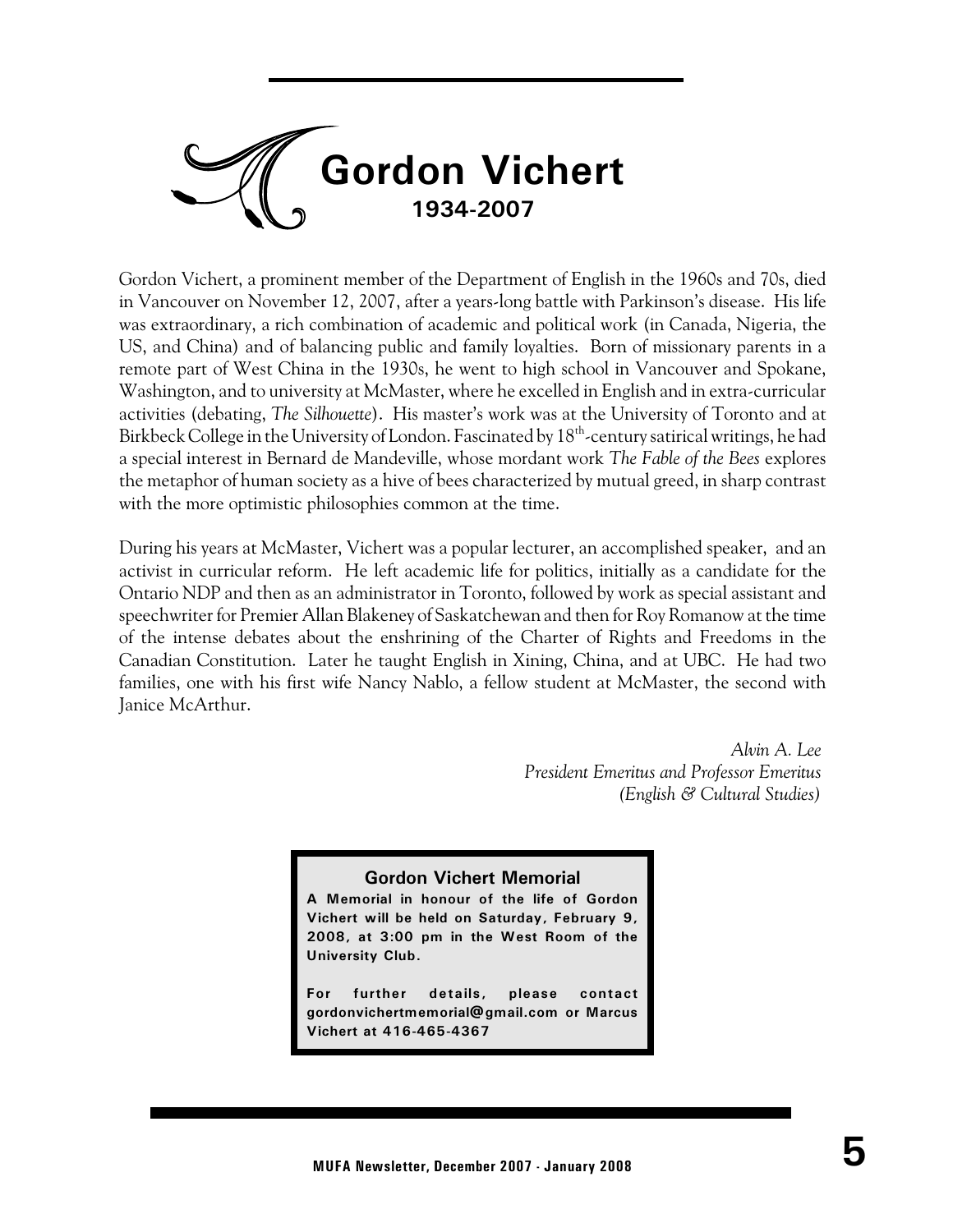# Gordon Vichert

**1934-2007**

Gordon Vichert, a prominent member of the Department of English in the 1960s and 70s, died in Vancouver on November 12, 2007, after a years-long battle with Parkinson's disease. His life was extraordinary, a rich combination of academic and political work (in Canada, Nigeria, the US, and China) and of balancing public and family loyalties. Born of missionary parents in a remote part of West China in the 1930s, he went to high school in Vancouver and Spokane, Washington, and to university at McMaster, where he excelled in English and in extra-curricular activities (debating, *The Silhouette*). His master's work was at the University of Toronto and at Birkbeck College in the University of London. Fascinated by 18th-century satirical writings, he had a special interest in Bernard de Mandeville, whose mordant work *The Fable of the Bees* explores the metaphor of human society as a hive of bees characterized by mutual greed, in sharp contrast with the more optimistic philosophies common at the time.

During his years at McMaster, Vichert was a popular lecturer, an accomplished speaker, and an activist in curricular reform. He left academic life for politics, initially as a candidate for the Ontario NDP and then as an administrator in Toronto, followed by work as special assistant and speechwriter for Premier Allan Blakeney of Saskatchewan and then for Roy Romanow at the time of the intense debates about the enshrining of the Charter of Rights and Freedoms in the Canadian Constitution. Later he taught English in Xining, China, and at UBC. He had two families, one with his first wife Nancy Nablo, a fellow student at McMaster, the second with Janice McArthur.

*Alvin A. Lee*
*President Emeritus and Professor Emeritus*
*(English & Cultural Studies)*

**Gordon Vichert Memorial**

**A Memorial in honour of the life of Gordon Vichert will be held on Saturday, February 9, 2008, at 3:00 pm in the West Room of the University Club.**

**For further details, please contact gordonvichertmemorial@gmail.com or Marcus Vichert at 416-465-4367**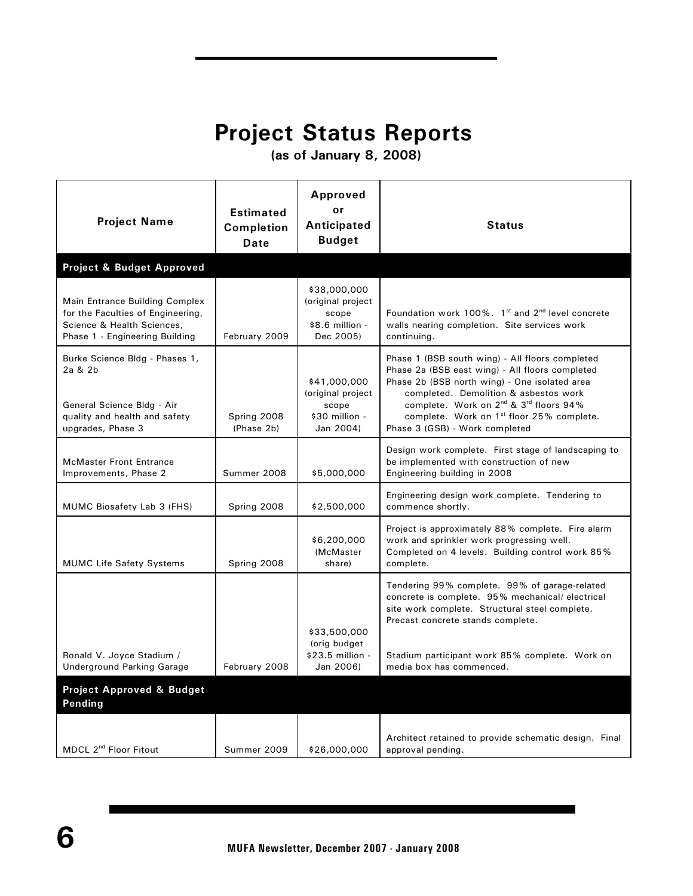# Project Status Reports

**(as of January 8, 2008)**

| Project Name | Estimated Completion Date | Approved or Anticipated Budget | Status |
|---|---|---|---|
| **Project & Budget Approved** | | | |
| Main Entrance Building Complex for the Faculties of Engineering, Science & Health Sciences, Phase 1 - Engineering Building | February 2009 | $38,000,000 (original project scope $8.6 million - Dec 2005) | Foundation work 100%. 1st and 2nd level concrete walls nearing completion. Site services work continuing. |
| Burke Science Bldg - Phases 1, 2a & 2b<br><br>General Science Bldg - Air quality and health and safety upgrades, Phase 3 | Spring 2008 (Phase 2b) | $41,000,000 (original project scope $30 million - Jan 2004) | Phase 1 (BSB south wing) - All floors completed<br>Phase 2a (BSB east wing) - All floors completed<br>Phase 2b (BSB north wing) - One isolated area completed. Demolition & asbestos work complete. Work on 2nd & 3rd floors 94% complete. Work on 1st floor 25% complete.<br>Phase 3 (GSB) - Work completed |
| McMaster Front Entrance Improvements, Phase 2 | Summer 2008 | $5,000,000 | Design work complete. First stage of landscaping to be implemented with construction of new Engineering building in 2008 |
| MUMC Biosafety Lab 3 (FHS) | Spring 2008 | $2,500,000 | Engineering design work complete. Tendering to commence shortly. |
| MUMC Life Safety Systems | Spring 2008 | $6,200,000 (McMaster share) | Project is approximately 88% complete. Fire alarm work and sprinkler work progressing well. Completed on 4 levels. Building control work 85% complete. |
| Ronald V. Joyce Stadium / Underground Parking Garage | February 2008 | $33,500,000 (orig budget $23.5 million - Jan 2006) | Tendering 99% complete. 99% of garage-related concrete is complete. 95% mechanical/ electrical site work complete. Structural steel complete. Precast concrete stands complete.<br><br>Stadium participant work 85% complete. Work on media box has commenced. |
| **Project Approved & Budget Pending** | | | |
| MDCL 2nd Floor Fitout | Summer 2009 | $26,000,000 | Architect retained to provide schematic design. Final approval pending. |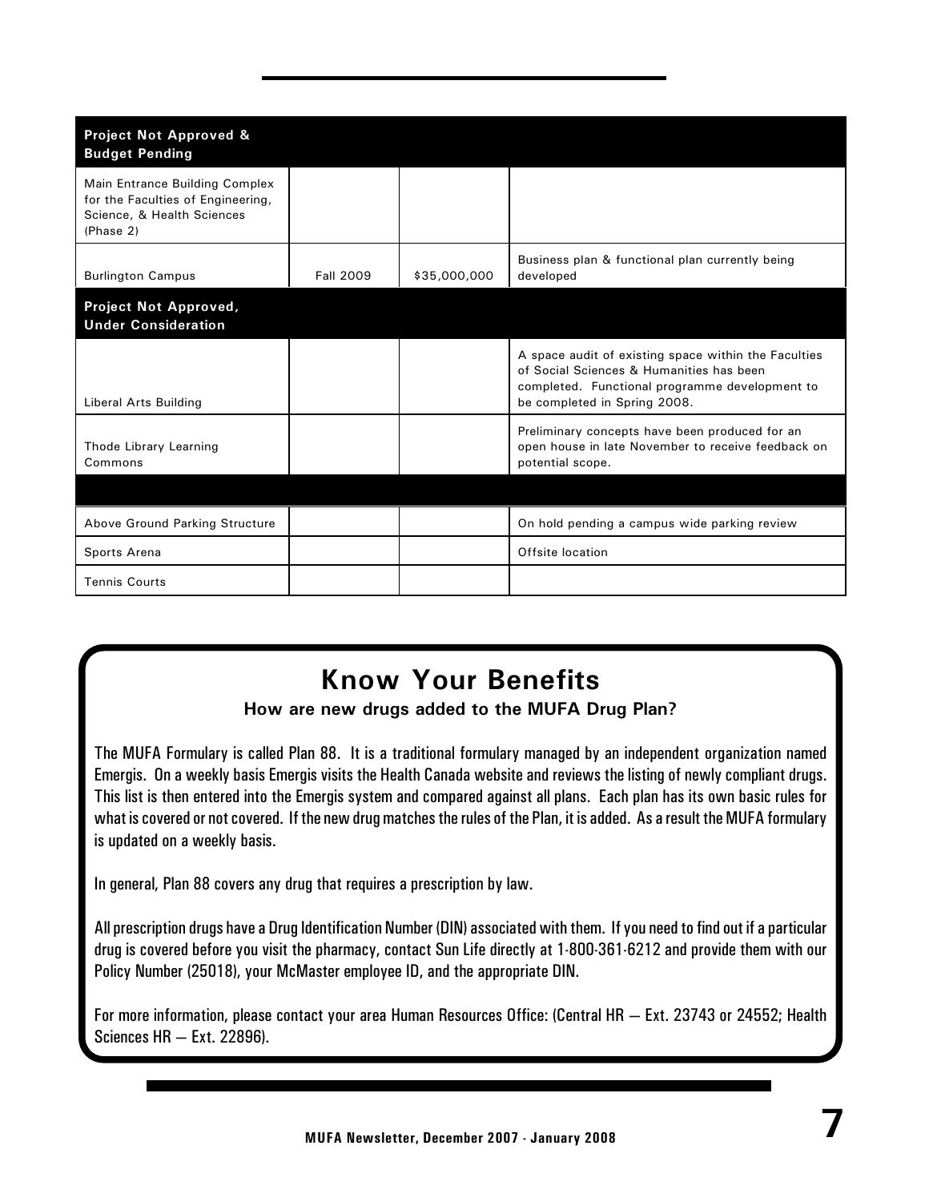| Project Not Approved & Budget Pending | | | |
|---|---|---|---|
| Main Entrance Building Complex for the Faculties of Engineering, Science, & Health Sciences (Phase 2) | | | |
| Burlington Campus | Fall 2009 | $35,000,000 | Business plan & functional plan currently being developed |
| **Project Not Approved, Under Consideration** | | | |
| Liberal Arts Building | | | A space audit of existing space within the Faculties of Social Sciences & Humanities has been completed. Functional programme development to be completed in Spring 2008. |
| Thode Library Learning Commons | | | Preliminary concepts have been produced for an open house in late November to receive feedback on potential scope. |
| | | | |
| Above Ground Parking Structure | | | On hold pending a campus wide parking review |
| Sports Arena | | | Offsite location |
| Tennis Courts | | | |

# Know Your Benefits

### How are new drugs added to the MUFA Drug Plan?

The MUFA Formulary is called Plan 88. It is a traditional formulary managed by an independent organization named Emergis. On a weekly basis Emergis visits the Health Canada website and reviews the listing of newly compliant drugs. This list is then entered into the Emergis system and compared against all plans. Each plan has its own basic rules for what is covered or not covered. If the new drug matches the rules of the Plan, it is added. As a result the MUFA formulary is updated on a weekly basis.

In general, Plan 88 covers any drug that requires a prescription by law.

All prescription drugs have a Drug Identification Number (DIN) associated with them. If you need to find out if a particular drug is covered before you visit the pharmacy, contact Sun Life directly at 1-800-361-6212 and provide them with our Policy Number (25018), your McMaster employee ID, and the appropriate DIN.

For more information, please contact your area Human Resources Office: (Central HR – Ext. 23743 or 24552; Health Sciences HR – Ext. 22896).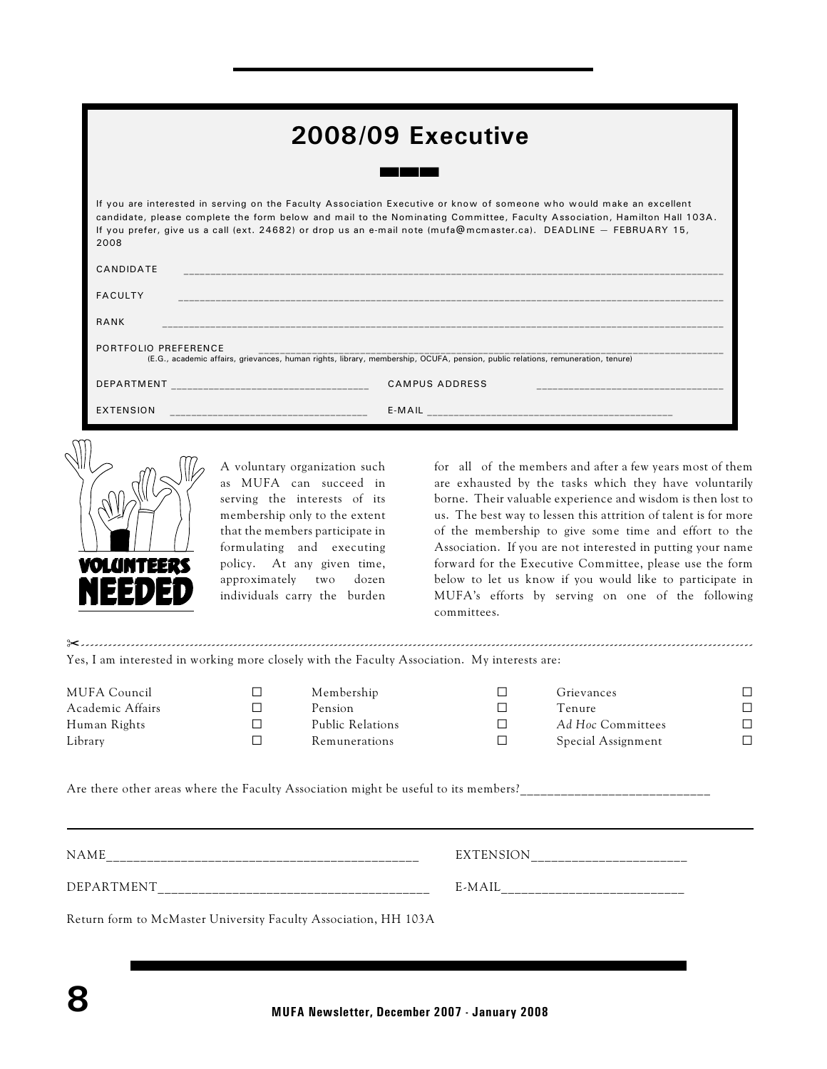# 2008/09 Executive

If you are interested in serving on the Faculty Association Executive or know of someone who would make an excellent candidate, please complete the form below and mail to the Nominating Committee, Faculty Association, Hamilton Hall 103A. If you prefer, give us a call (ext. 24682) or drop us an e-mail note (mufa@mcmaster.ca). DEADLINE — FEBRUARY 15, 2008

CANDIDATE ____________________________________________

FACULTY ____________________________________________

RANK ____________________________________________

PORTFOLIO PREFERENCE ____________________________________________
(E.G., academic affairs, grievances, human rights, library, membership, OCUFA, pension, public relations, remuneration, tenure)

DEPARTMENT ____________________ CAMPUS ADDRESS ____________________

EXTENSION ____________________ E-MAIL ____________________

VOLUNTEERS NEEDED

A voluntary organization such as MUFA can succeed in serving the interests of its membership only to the extent that the members participate in formulating and executing policy. At any given time, approximately two dozen individuals carry the burden for all of the members and after a few years most of them are exhausted by the tasks which they have voluntarily borne. Their valuable experience and wisdom is then lost to us. The best way to lessen this attrition of talent is for more of the membership to give some time and effort to the Association. If you are not interested in putting your name forward for the Executive Committee, please use the form below to let us know if you would like to participate in MUFA's efforts by serving on one of the following committees.

---

Yes, I am interested in working more closely with the Faculty Association. My interests are:

| | | | | | |
|---|---|---|---|---|---|
| MUFA Council | ☐ | Membership | ☐ | Grievances | ☐ |
| Academic Affairs | ☐ | Pension | ☐ | Tenure | ☐ |
| Human Rights | ☐ | Public Relations | ☐ | *Ad Hoc* Committees | ☐ |
| Library | ☐ | Remunerations | ☐ | Special Assignment | ☐ |

Are there other areas where the Faculty Association might be useful to its members?____________________________

NAME____________________________ EXTENSION____________________

DEPARTMENT____________________________ E-MAIL____________________

Return form to McMaster University Faculty Association, HH 103A